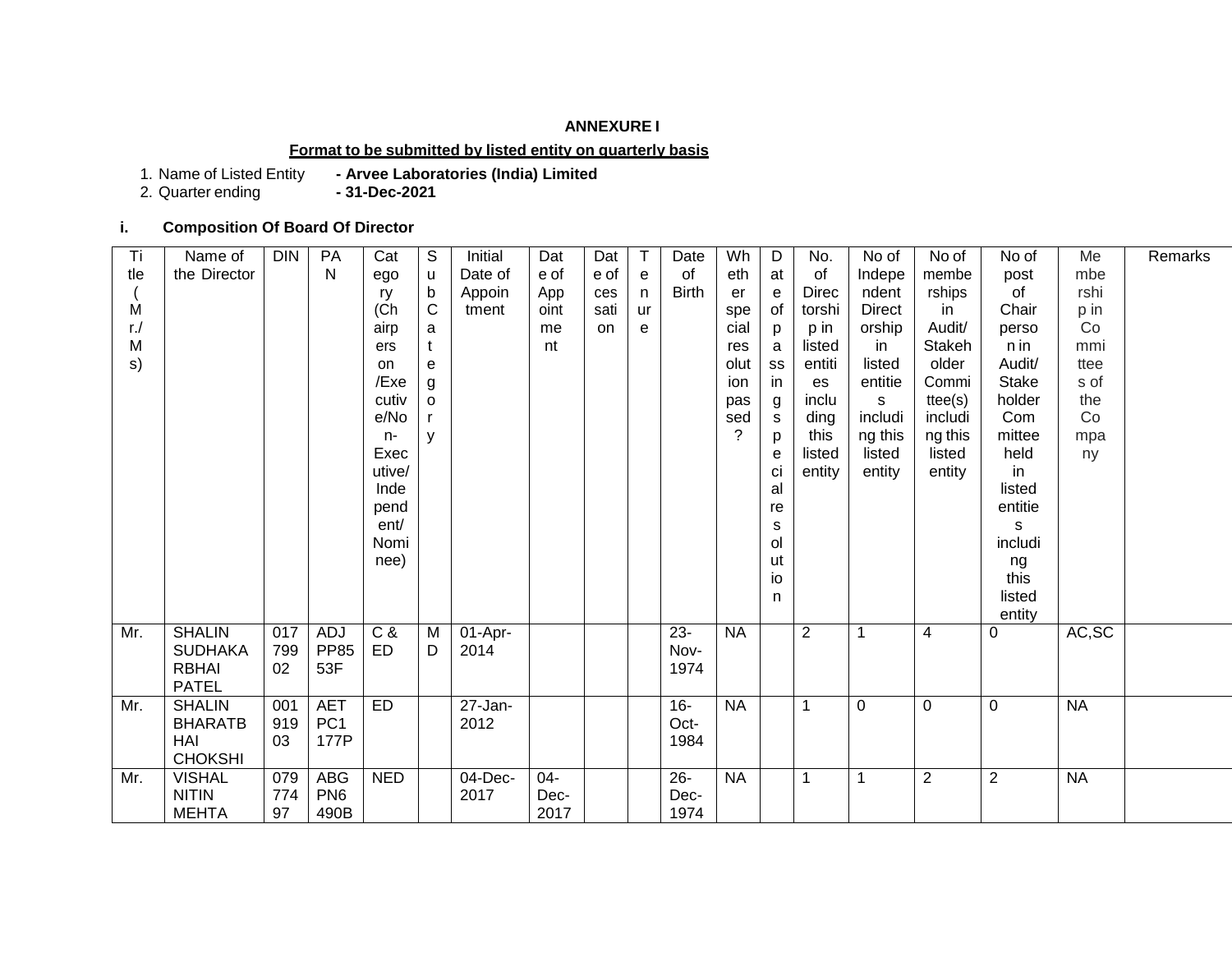**ANNEXURE I**

**Format to be submitted by listed entity on quarterly basis**

1. Name of Listed Entity **- Arvee Laboratories (India) Limited**
2. Quarter ending **- 31-Dec-2021**

**i. Composition Of Board Of Director**

| Title (Mr./Ms) | Name of the Director | DIN | PAN | Category (Chairperson /Executive/Non-Executive/Independent/Nominee) | Sub Category | Initial Date of Appointment | Date of Appointment | Date of cessation | Tenure | Date of Birth | Whether special resolution passed? | Date of passing special resolution | No. of Directorship in listed entities including this listed entity | No of Independent Directorship in listed entities including this listed entity | No of memberships in Audit/ Stakeholder Committee(s) including this listed entity | No of post of Chairperson in Audit/ Stakeholder Committee held in listed entities including this listed entity | Membership in Committees of the Company | Remarks |
|---|---|---|---|---|---|---|---|---|---|---|---|---|---|---|---|---|---|---|
| Mr. | SHALIN SUDHAKARBHAI PATEL | 01779902 | ADJPP8553F | C & ED | MD | 01-Apr-2014 | | | | 23-Nov-1974 | NA | | 2 | 1 | 4 | 0 | AC,SC | |
| Mr. | SHALIN BHARATBHAI CHOKSHI | 00191903 | AETPC1177P | ED | | 27-Jan-2012 | | | | 16-Oct-1984 | NA | | 1 | 0 | 0 | 0 | NA | |
| Mr. | VISHAL NITIN MEHTA | 07977497 | ABGPN6490B | NED | | 04-Dec-2017 | 04-Dec-2017 | | | 26-Dec-1974 | NA | | 1 | 1 | 2 | 2 | NA | |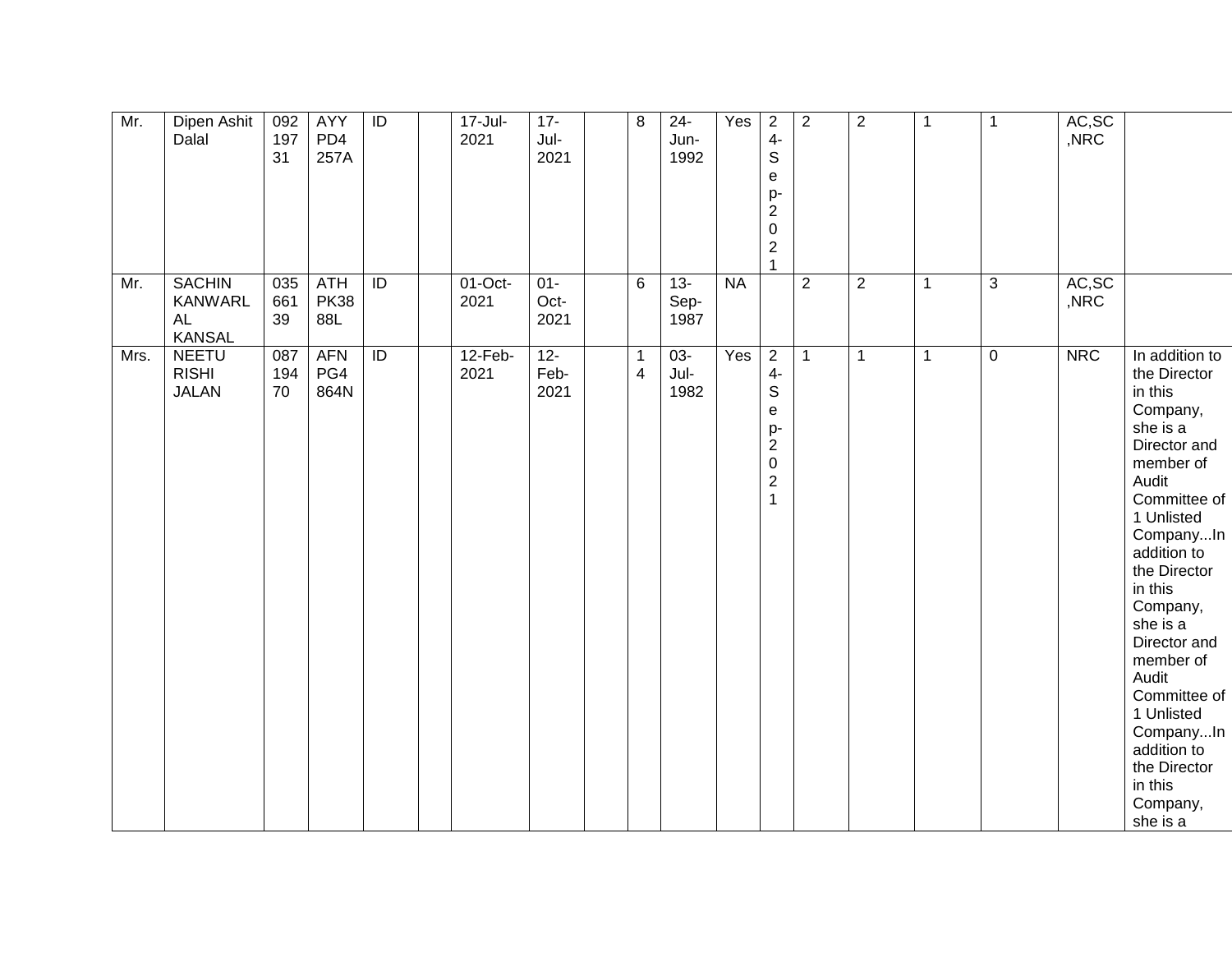| | | | | | | | | | | | | | | | | | | | |
|---|---|---|---|---|---|---|---|---|---|---|---|---|---|---|---|---|---|---|---|
| Mr. | Dipen Ashit Dalal | 09219731 | AYYPD4257A | ID | | 17-Jul-2021 | 17-Jul-2021 | | 8 | 24-Jun-1992 | Yes | 24-Sep-2021 | 2 | 2 | 1 | 1 | AC,SC,NRC | |
| Mr. | SACHIN KANWARLAL KANSAL | 03566139 | ATHPK3888L | ID | | 01-Oct-2021 | 01-Oct-2021 | | 6 | 13-Sep-1987 | NA | | 2 | 2 | 1 | 3 | AC,SC,NRC | |
| Mrs. | NEETU RISHI JALAN | 08719470 | AFNPG4864N | ID | | 12-Feb-2021 | 12-Feb-2021 | | 14 | 03-Jul-1982 | Yes | 24-Sep-2021 | 1 | 1 | 1 | 0 | NRC | In addition to the Director in this Company, she is a Director and member of Audit Committee of 1 Unlisted Company...In addition to the Director in this Company, she is a Director and member of Audit Committee of 1 Unlisted Company...In addition to the Director in this Company, she is a |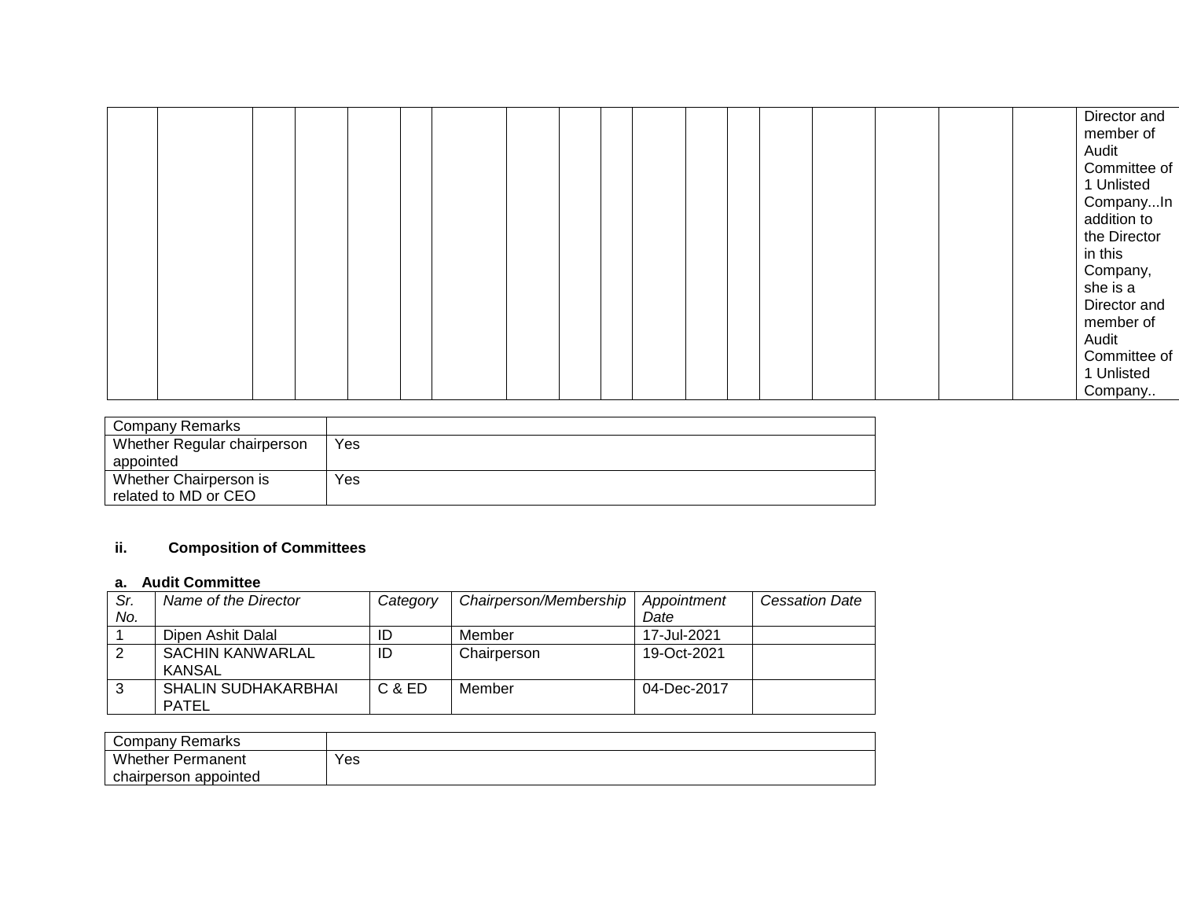| | | | | | | | | | | | | | | | | | | |
|---|---|---|---|---|---|---|---|---|---|---|---|---|---|---|---|---|---|---|
| | | | | | | | | | | | | | | | | | | Director and member of Audit Committee of 1 Unlisted Company...In addition to the Director in this Company, she is a Director and member of Audit Committee of 1 Unlisted Company.. |

| Company Remarks | |
|---|---|
| Whether Regular chairperson appointed | Yes |
| Whether Chairperson is related to MD or CEO | Yes |

**ii. Composition of Committees**

**a. Audit Committee**

| *Sr. No.* | *Name of the Director* | *Category* | *Chairperson/Membership* | *Appointment Date* | *Cessation Date* |
|---|---|---|---|---|---|
| 1 | Dipen Ashit Dalal | ID | Member | 17-Jul-2021 | |
| 2 | SACHIN KANWARLAL KANSAL | ID | Chairperson | 19-Oct-2021 | |
| 3 | SHALIN SUDHAKARBHAI PATEL | C & ED | Member | 04-Dec-2017 | |

| Company Remarks | |
|---|---|
| Whether Permanent chairperson appointed | Yes |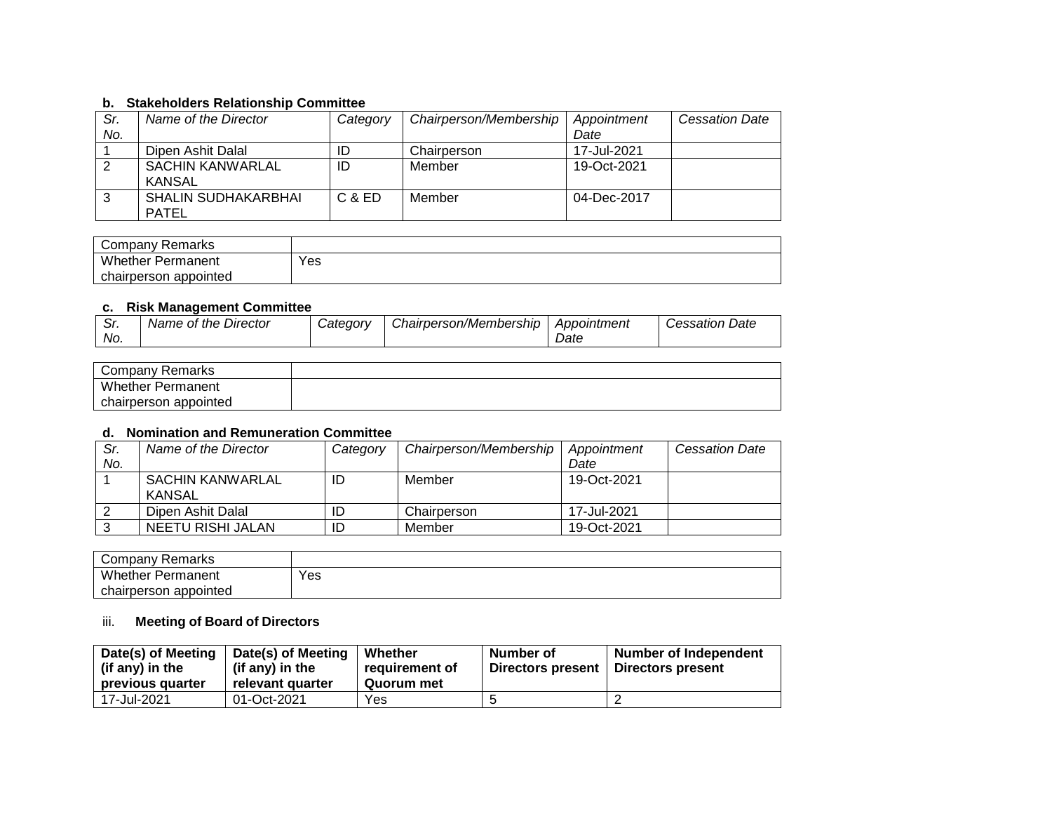#### b. Stakeholders Relationship Committee

| *Sr. No.* | *Name of the Director* | *Category* | *Chairperson/Membership* | *Appointment Date* | *Cessation Date* |
|---|---|---|---|---|---|
| 1 | Dipen Ashit Dalal | ID | Chairperson | 17-Jul-2021 | |
| 2 | SACHIN KANWARLAL KANSAL | ID | Member | 19-Oct-2021 | |
| 3 | SHALIN SUDHAKARBHAI PATEL | C & ED | Member | 04-Dec-2017 | |

| Company Remarks | |
|---|---|
| Whether Permanent chairperson appointed | Yes |

#### c. Risk Management Committee

| *Sr. No.* | *Name of the Director* | *Category* | *Chairperson/Membership* | *Appointment Date* | *Cessation Date* |
|---|---|---|---|---|---|

| Company Remarks | |
|---|---|
| Whether Permanent chairperson appointed | |

#### d. Nomination and Remuneration Committee

| *Sr. No.* | *Name of the Director* | *Category* | *Chairperson/Membership* | *Appointment Date* | *Cessation Date* |
|---|---|---|---|---|---|
| 1 | SACHIN KANWARLAL KANSAL | ID | Member | 19-Oct-2021 | |
| 2 | Dipen Ashit Dalal | ID | Chairperson | 17-Jul-2021 | |
| 3 | NEETU RISHI JALAN | ID | Member | 19-Oct-2021 | |

| Company Remarks | |
|---|---|
| Whether Permanent chairperson appointed | Yes |

### iii. Meeting of Board of Directors

| **Date(s) of Meeting (if any) in the previous quarter** | **Date(s) of Meeting (if any) in the relevant quarter** | **Whether requirement of Quorum met** | **Number of Directors present** | **Number of Independent Directors present** |
|---|---|---|---|---|
| 17-Jul-2021 | 01-Oct-2021 | Yes | 5 | 2 |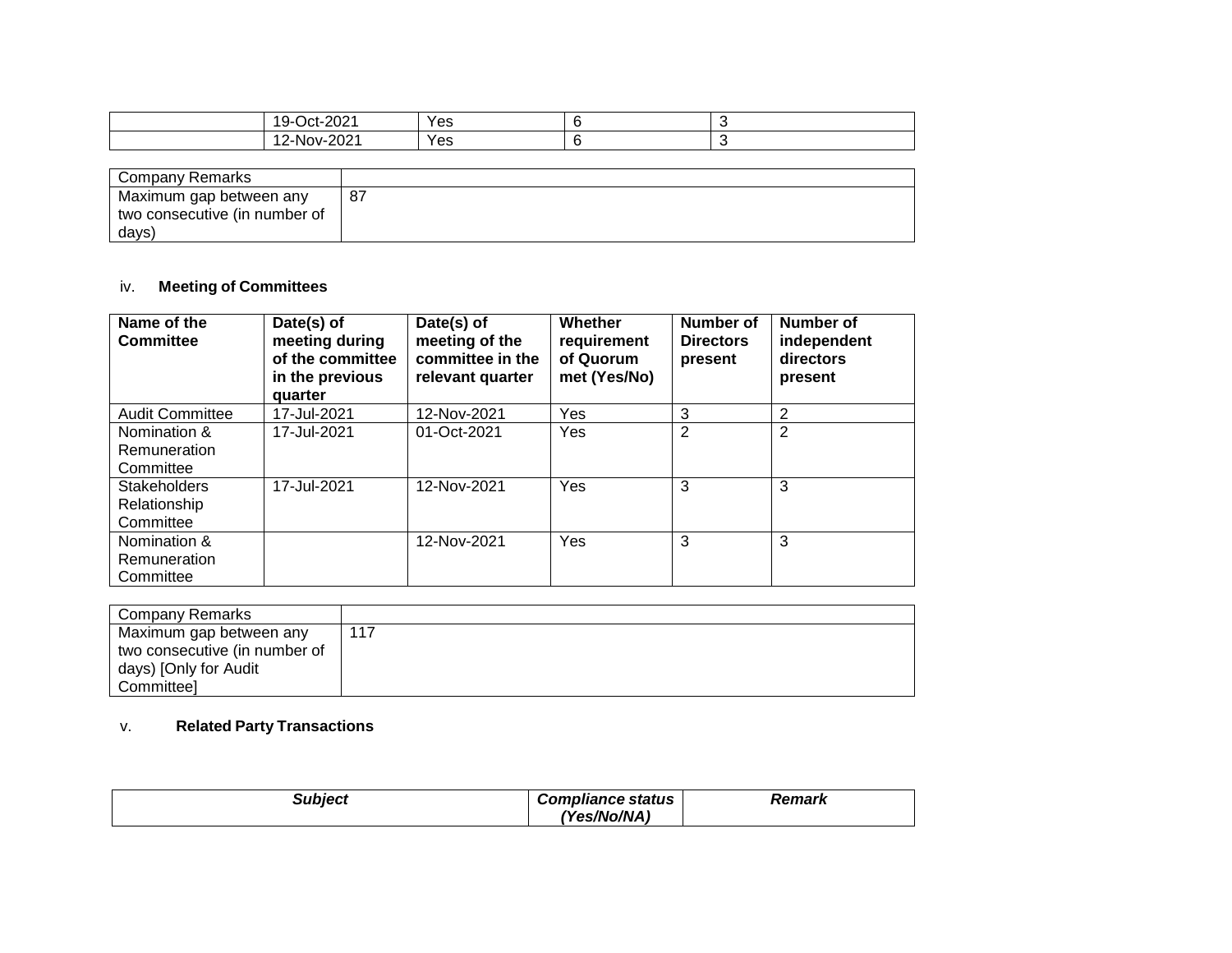| | | | | |
|---|---|---|---|---|
| | 19-Oct-2021 | Yes | 6 | 3 |
| | 12-Nov-2021 | Yes | 6 | 3 |

| Company Remarks | |
|---|---|
| Maximum gap between any two consecutive (in number of days) | 87 |

iv. **Meeting of Committees**

| Name of the Committee | Date(s) of meeting during of the committee in the previous quarter | Date(s) of meeting of the committee in the relevant quarter | Whether requirement of Quorum met (Yes/No) | Number of Directors present | Number of independent directors present |
|---|---|---|---|---|---|
| Audit Committee | 17-Jul-2021 | 12-Nov-2021 | Yes | 3 | 2 |
| Nomination & Remuneration Committee | 17-Jul-2021 | 01-Oct-2021 | Yes | 2 | 2 |
| Stakeholders Relationship Committee | 17-Jul-2021 | 12-Nov-2021 | Yes | 3 | 3 |
| Nomination & Remuneration Committee | | 12-Nov-2021 | Yes | 3 | 3 |

| Company Remarks | |
|---|---|
| Maximum gap between any two consecutive (in number of days) [Only for Audit Committee] | 117 |

v. **Related Party Transactions**

| ***Subject*** | ***Compliance status (Yes/No/NA)*** | ***Remark*** |
|---|---|---|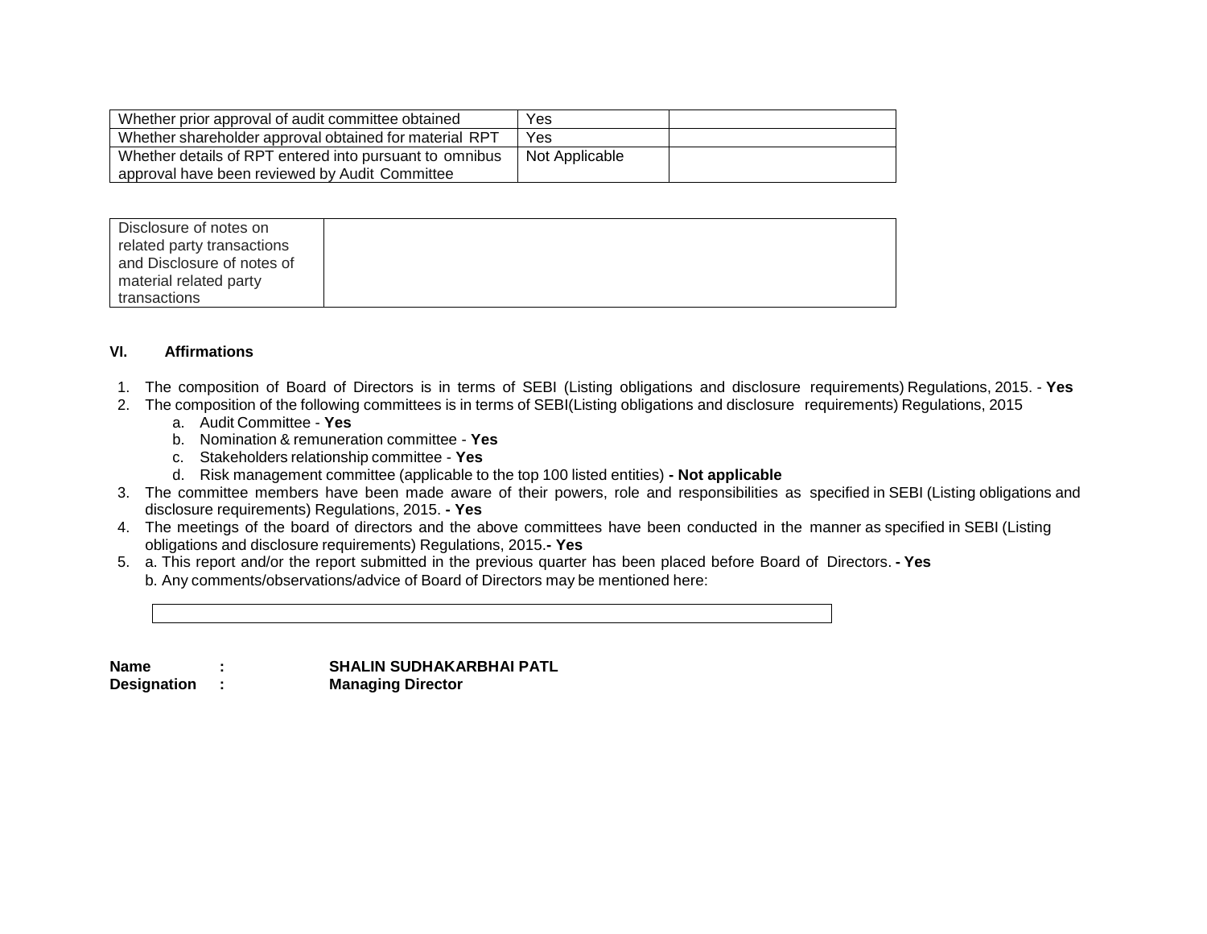| | | |
|---|---|---|
| Whether prior approval of audit committee obtained | Yes | |
| Whether shareholder approval obtained for material RPT | Yes | |
| Whether details of RPT entered into pursuant to omnibus approval have been reviewed by Audit Committee | Not Applicable | |

| | |
|---|---|
| Disclosure of notes on related party transactions and Disclosure of notes of material related party transactions | |

## VI. Affirmations

1. The composition of Board of Directors is in terms of SEBI (Listing obligations and disclosure requirements) Regulations, 2015. - **Yes**
2. The composition of the following committees is in terms of SEBI(Listing obligations and disclosure requirements) Regulations, 2015
   a. Audit Committee - **Yes**
   b. Nomination & remuneration committee - **Yes**
   c. Stakeholders relationship committee - **Yes**
   d. Risk management committee (applicable to the top 100 listed entities) **- Not applicable**
3. The committee members have been made aware of their powers, role and responsibilities as specified in SEBI (Listing obligations and disclosure requirements) Regulations, 2015. **- Yes**
4. The meetings of the board of directors and the above committees have been conducted in the manner as specified in SEBI (Listing obligations and disclosure requirements) Regulations, 2015.**- Yes**
5. a. This report and/or the report submitted in the previous quarter has been placed before Board of Directors. **- Yes**
   b. Any comments/observations/advice of Board of Directors may be mentioned here:

| |
|---|
| |

**Name : SHALIN SUDHAKARBHAI PATL**
**Designation : Managing Director**